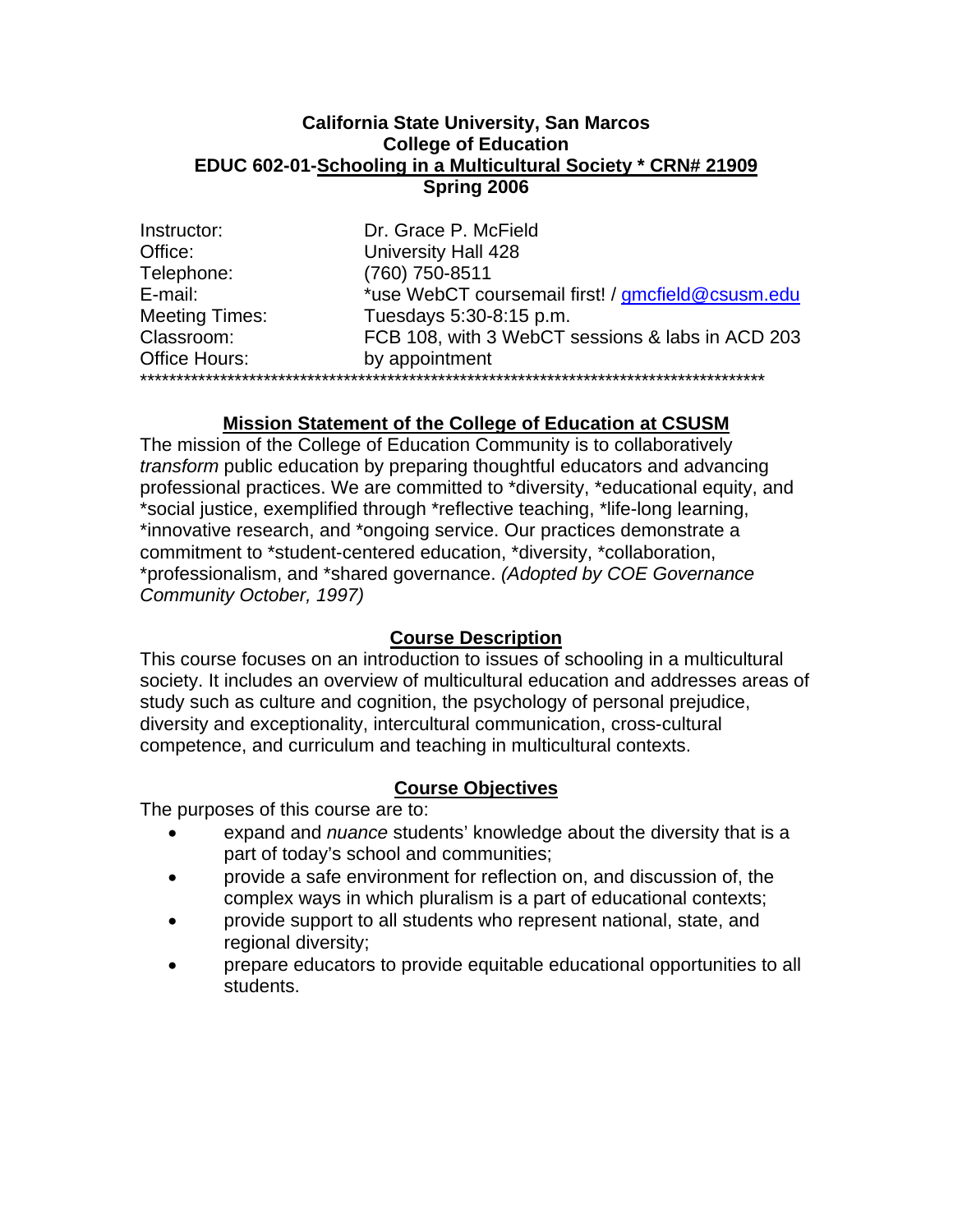**California State University, San Marcos**
**College of Education**
**EDUC 602-01-Schooling in a Multicultural Society * CRN# 21909**
**Spring 2006**

| | |
|---|---|
| Instructor: | Dr. Grace P. McField |
| Office: | University Hall 428 |
| Telephone: | (760) 750-8511 |
| E-mail: | *use WebCT coursemail first! / gmcfield@csusm.edu |
| Meeting Times: | Tuesdays 5:30-8:15 p.m. |
| Classroom: | FCB 108, with 3 WebCT sessions & labs in ACD 203 |
| Office Hours: | by appointment |

*****************************************************************************************

## Mission Statement of the College of Education at CSUSM

The mission of the College of Education Community is to collaboratively *transform* public education by preparing thoughtful educators and advancing professional practices. We are committed to *diversity, *educational equity, and *social justice, exemplified through *reflective teaching, *life-long learning, *innovative research, and *ongoing service. Our practices demonstrate a commitment to *student-centered education, *diversity, *collaboration, *professionalism, and *shared governance. *(Adopted by COE Governance Community October, 1997)*

## Course Description

This course focuses on an introduction to issues of schooling in a multicultural society. It includes an overview of multicultural education and addresses areas of study such as culture and cognition, the psychology of personal prejudice, diversity and exceptionality, intercultural communication, cross-cultural competence, and curriculum and teaching in multicultural contexts.

## Course Objectives

The purposes of this course are to:

- expand and *nuance* students' knowledge about the diversity that is a part of today's school and communities;
- provide a safe environment for reflection on, and discussion of, the complex ways in which pluralism is a part of educational contexts;
- provide support to all students who represent national, state, and regional diversity;
- prepare educators to provide equitable educational opportunities to all students.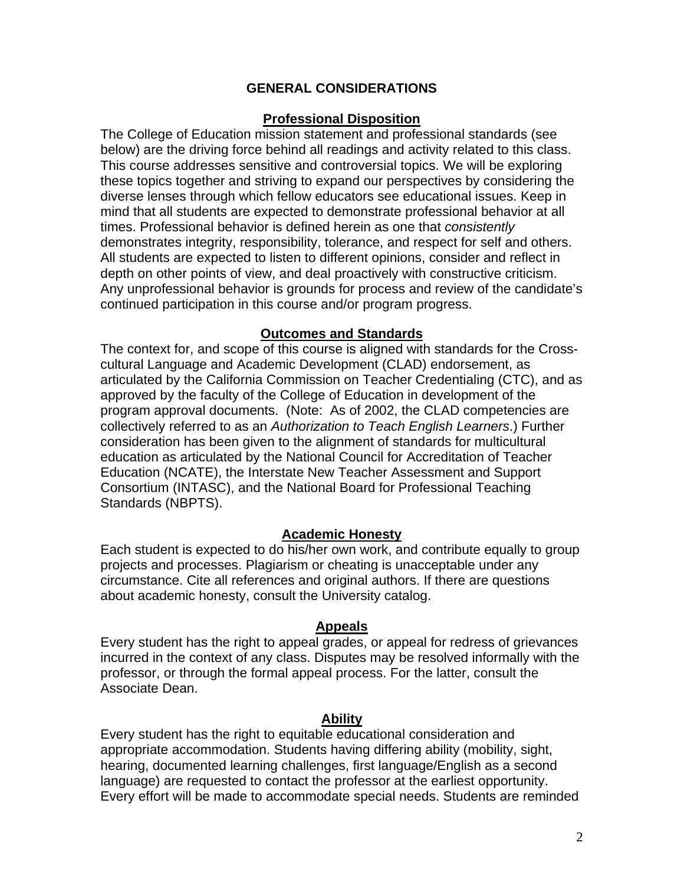## GENERAL CONSIDERATIONS

### Professional Disposition

The College of Education mission statement and professional standards (see below) are the driving force behind all readings and activity related to this class. This course addresses sensitive and controversial topics. We will be exploring these topics together and striving to expand our perspectives by considering the diverse lenses through which fellow educators see educational issues. Keep in mind that all students are expected to demonstrate professional behavior at all times. Professional behavior is defined herein as one that *consistently* demonstrates integrity, responsibility, tolerance, and respect for self and others. All students are expected to listen to different opinions, consider and reflect in depth on other points of view, and deal proactively with constructive criticism. Any unprofessional behavior is grounds for process and review of the candidate's continued participation in this course and/or program progress.

### Outcomes and Standards

The context for, and scope of this course is aligned with standards for the Cross-cultural Language and Academic Development (CLAD) endorsement, as articulated by the California Commission on Teacher Credentialing (CTC), and as approved by the faculty of the College of Education in development of the program approval documents. (Note: As of 2002, the CLAD competencies are collectively referred to as an *Authorization to Teach English Learners*.) Further consideration has been given to the alignment of standards for multicultural education as articulated by the National Council for Accreditation of Teacher Education (NCATE), the Interstate New Teacher Assessment and Support Consortium (INTASC), and the National Board for Professional Teaching Standards (NBPTS).

### Academic Honesty

Each student is expected to do his/her own work, and contribute equally to group projects and processes. Plagiarism or cheating is unacceptable under any circumstance. Cite all references and original authors. If there are questions about academic honesty, consult the University catalog.

### Appeals

Every student has the right to appeal grades, or appeal for redress of grievances incurred in the context of any class. Disputes may be resolved informally with the professor, or through the formal appeal process. For the latter, consult the Associate Dean.

### Ability

Every student has the right to equitable educational consideration and appropriate accommodation. Students having differing ability (mobility, sight, hearing, documented learning challenges, first language/English as a second language) are requested to contact the professor at the earliest opportunity. Every effort will be made to accommodate special needs. Students are reminded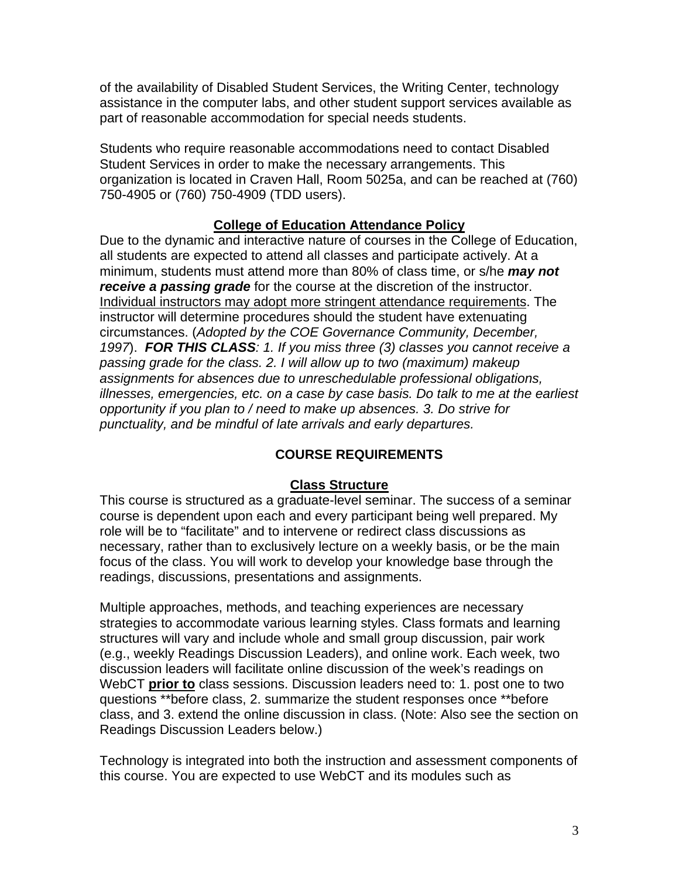of the availability of Disabled Student Services, the Writing Center, technology assistance in the computer labs, and other student support services available as part of reasonable accommodation for special needs students.

Students who require reasonable accommodations need to contact Disabled Student Services in order to make the necessary arrangements. This organization is located in Craven Hall, Room 5025a, and can be reached at (760) 750-4905 or (760) 750-4909 (TDD users).

## College of Education Attendance Policy

Due to the dynamic and interactive nature of courses in the College of Education, all students are expected to attend all classes and participate actively. At a minimum, students must attend more than 80% of class time, or s/he ***may not receive a passing grade*** for the course at the discretion of the instructor. Individual instructors may adopt more stringent attendance requirements. The instructor will determine procedures should the student have extenuating circumstances. (*Adopted by the COE Governance Community, December, 1997*). ***FOR THIS CLASS****: 1. If you miss three (3) classes you cannot receive a passing grade for the class. 2. I will allow up to two (maximum) makeup assignments for absences due to unreschedulable professional obligations, illnesses, emergencies, etc. on a case by case basis. Do talk to me at the earliest opportunity if you plan to / need to make up absences. 3. Do strive for punctuality, and be mindful of late arrivals and early departures.*

# COURSE REQUIREMENTS

## Class Structure

This course is structured as a graduate-level seminar. The success of a seminar course is dependent upon each and every participant being well prepared. My role will be to "facilitate" and to intervene or redirect class discussions as necessary, rather than to exclusively lecture on a weekly basis, or be the main focus of the class. You will work to develop your knowledge base through the readings, discussions, presentations and assignments.

Multiple approaches, methods, and teaching experiences are necessary strategies to accommodate various learning styles. Class formats and learning structures will vary and include whole and small group discussion, pair work (e.g., weekly Readings Discussion Leaders), and online work. Each week, two discussion leaders will facilitate online discussion of the week's readings on WebCT **prior to** class sessions. Discussion leaders need to: 1. post one to two questions **before class, 2. summarize the student responses once **before class, and 3. extend the online discussion in class. (Note: Also see the section on Readings Discussion Leaders below.)

Technology is integrated into both the instruction and assessment components of this course. You are expected to use WebCT and its modules such as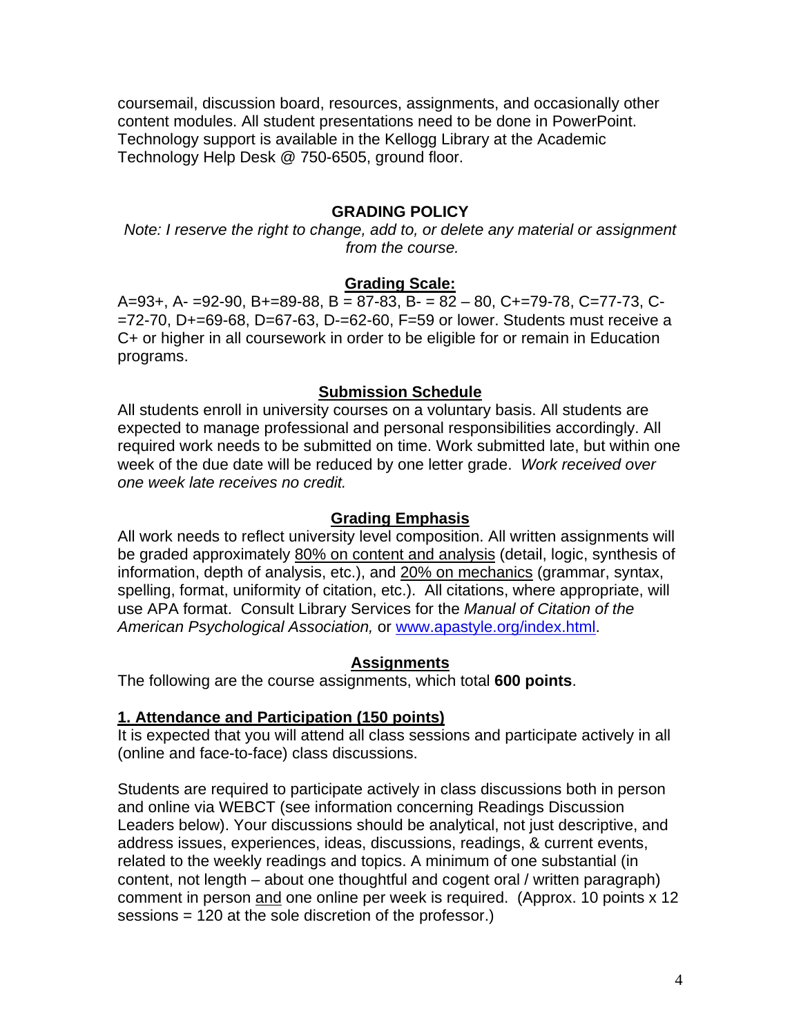coursemail, discussion board, resources, assignments, and occasionally other content modules. All student presentations need to be done in PowerPoint. Technology support is available in the Kellogg Library at the Academic Technology Help Desk @ 750-6505, ground floor.

## GRADING POLICY

*Note: I reserve the right to change, add to, or delete any material or assignment from the course.*

### Grading Scale:

A=93+, A- =92-90, B+=89-88, B = 87-83, B- = 82 – 80, C+=79-78, C=77-73, C- =72-70, D+=69-68, D=67-63, D-=62-60, F=59 or lower. Students must receive a C+ or higher in all coursework in order to be eligible for or remain in Education programs.

### Submission Schedule

All students enroll in university courses on a voluntary basis. All students are expected to manage professional and personal responsibilities accordingly. All required work needs to be submitted on time. Work submitted late, but within one week of the due date will be reduced by one letter grade. *Work received over one week late receives no credit.*

### Grading Emphasis

All work needs to reflect university level composition. All written assignments will be graded approximately 80% on content and analysis (detail, logic, synthesis of information, depth of analysis, etc.), and 20% on mechanics (grammar, syntax, spelling, format, uniformity of citation, etc.). All citations, where appropriate, will use APA format. Consult Library Services for the *Manual of Citation of the American Psychological Association,* or [www.apastyle.org/index.html](www.apastyle.org/index.html).

### Assignments

The following are the course assignments, which total **600 points**.

#### 1. Attendance and Participation (150 points)

It is expected that you will attend all class sessions and participate actively in all (online and face-to-face) class discussions.

Students are required to participate actively in class discussions both in person and online via WEBCT (see information concerning Readings Discussion Leaders below). Your discussions should be analytical, not just descriptive, and address issues, experiences, ideas, discussions, readings, & current events, related to the weekly readings and topics. A minimum of one substantial (in content, not length – about one thoughtful and cogent oral / written paragraph) comment in person and one online per week is required. (Approx. 10 points x 12 sessions = 120 at the sole discretion of the professor.)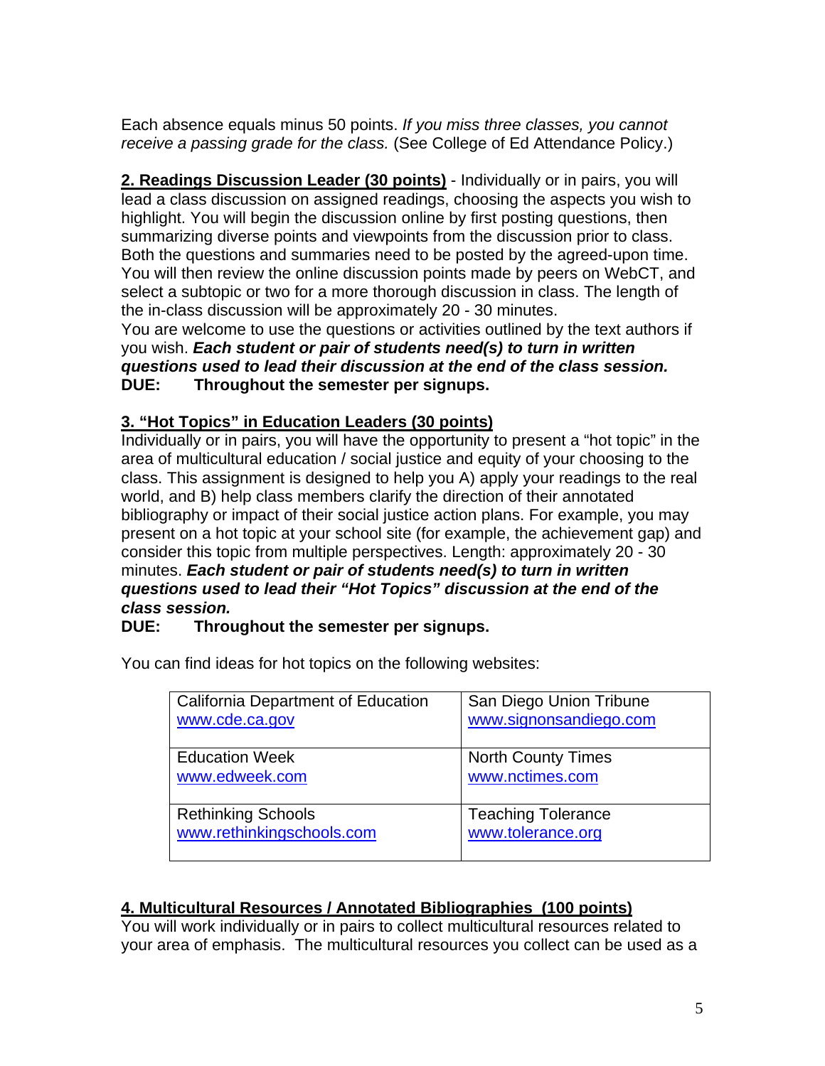Each absence equals minus 50 points. *If you miss three classes, you cannot receive a passing grade for the class.* (See College of Ed Attendance Policy.)

**2. Readings Discussion Leader (30 points)** - Individually or in pairs, you will lead a class discussion on assigned readings, choosing the aspects you wish to highlight. You will begin the discussion online by first posting questions, then summarizing diverse points and viewpoints from the discussion prior to class. Both the questions and summaries need to be posted by the agreed-upon time. You will then review the online discussion points made by peers on WebCT, and select a subtopic or two for a more thorough discussion in class. The length of the in-class discussion will be approximately 20 - 30 minutes.

You are welcome to use the questions or activities outlined by the text authors if you wish. ***Each student or pair of students need(s) to turn in written questions used to lead their discussion at the end of the class session.***

**DUE: Throughout the semester per signups.**

**3. "Hot Topics" in Education Leaders (30 points)**

Individually or in pairs, you will have the opportunity to present a "hot topic" in the area of multicultural education / social justice and equity of your choosing to the class. This assignment is designed to help you A) apply your readings to the real world, and B) help class members clarify the direction of their annotated bibliography or impact of their social justice action plans. For example, you may present on a hot topic at your school site (for example, the achievement gap) and consider this topic from multiple perspectives. Length: approximately 20 - 30 minutes. ***Each student or pair of students need(s) to turn in written questions used to lead their "Hot Topics" discussion at the end of the class session.***

**DUE: Throughout the semester per signups.**

You can find ideas for hot topics on the following websites:

| | |
|---|---|
| California Department of Education<br>www.cde.ca.gov | San Diego Union Tribune<br>www.signonsandiego.com |
| Education Week<br>www.edweek.com | North County Times<br>www.nctimes.com |
| Rethinking Schools<br>www.rethinkingschools.com | Teaching Tolerance<br>www.tolerance.org |

**4. Multicultural Resources / Annotated Bibliographies (100 points)**

You will work individually or in pairs to collect multicultural resources related to your area of emphasis. The multicultural resources you collect can be used as a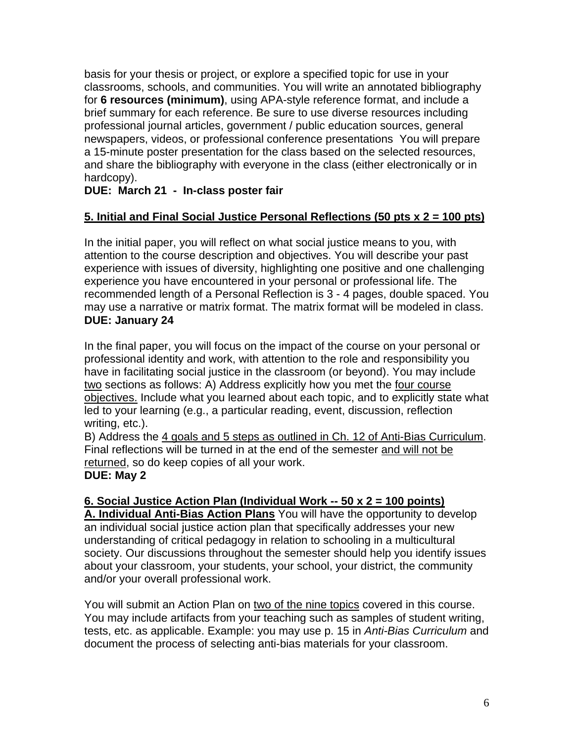basis for your thesis or project, or explore a specified topic for use in your classrooms, schools, and communities. You will write an annotated bibliography for **6 resources (minimum)**, using APA-style reference format, and include a brief summary for each reference. Be sure to use diverse resources including professional journal articles, government / public education sources, general newspapers, videos, or professional conference presentations You will prepare a 15-minute poster presentation for the class based on the selected resources, and share the bibliography with everyone in the class (either electronically or in hardcopy).

**DUE: March 21 - In-class poster fair**

**5. Initial and Final Social Justice Personal Reflections (50 pts x 2 = 100 pts)**

In the initial paper, you will reflect on what social justice means to you, with attention to the course description and objectives. You will describe your past experience with issues of diversity, highlighting one positive and one challenging experience you have encountered in your personal or professional life. The recommended length of a Personal Reflection is 3 - 4 pages, double spaced. You may use a narrative or matrix format. The matrix format will be modeled in class.

**DUE: January 24**

In the final paper, you will focus on the impact of the course on your personal or professional identity and work, with attention to the role and responsibility you have in facilitating social justice in the classroom (or beyond). You may include two sections as follows: A) Address explicitly how you met the four course objectives. Include what you learned about each topic, and to explicitly state what led to your learning (e.g., a particular reading, event, discussion, reflection writing, etc.).

B) Address the 4 goals and 5 steps as outlined in Ch. 12 of Anti-Bias Curriculum. Final reflections will be turned in at the end of the semester and will not be returned, so do keep copies of all your work.

**DUE: May 2**

**6. Social Justice Action Plan (Individual Work -- 50 x 2 = 100 points)**

**A. Individual Anti-Bias Action Plans** You will have the opportunity to develop an individual social justice action plan that specifically addresses your new understanding of critical pedagogy in relation to schooling in a multicultural society. Our discussions throughout the semester should help you identify issues about your classroom, your students, your school, your district, the community and/or your overall professional work.

You will submit an Action Plan on two of the nine topics covered in this course. You may include artifacts from your teaching such as samples of student writing, tests, etc. as applicable. Example: you may use p. 15 in *Anti-Bias Curriculum* and document the process of selecting anti-bias materials for your classroom.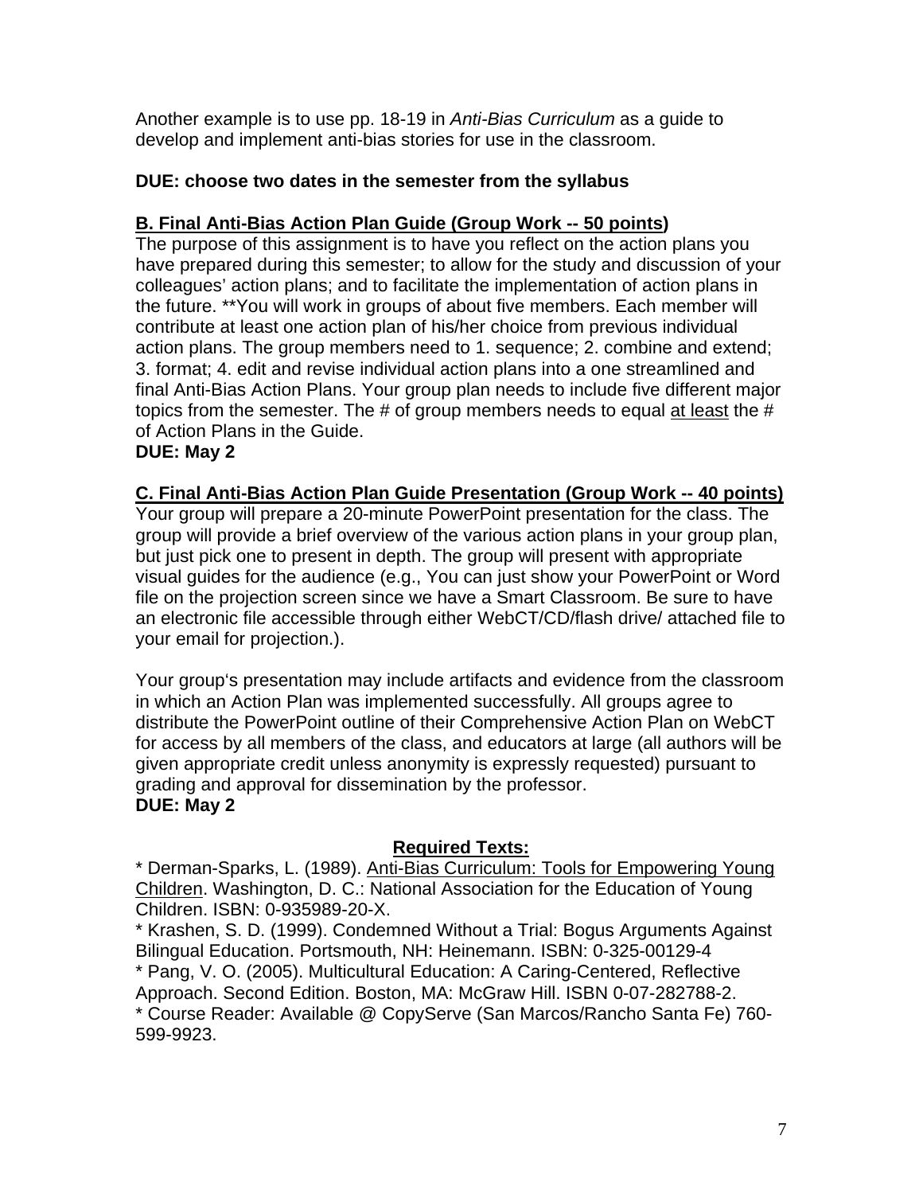Another example is to use pp. 18-19 in *Anti-Bias Curriculum* as a guide to develop and implement anti-bias stories for use in the classroom.

**DUE: choose two dates in the semester from the syllabus**

**B. Final Anti-Bias Action Plan Guide (Group Work -- 50 points)**

The purpose of this assignment is to have you reflect on the action plans you have prepared during this semester; to allow for the study and discussion of your colleagues' action plans; and to facilitate the implementation of action plans in the future. **You will work in groups of about five members. Each member will contribute at least one action plan of his/her choice from previous individual action plans. The group members need to 1. sequence; 2. combine and extend; 3. format; 4. edit and revise individual action plans into a one streamlined and final Anti-Bias Action Plans. Your group plan needs to include five different major topics from the semester. The # of group members needs to equal <u>at least</u> the # of Action Plans in the Guide.

**DUE: May 2**

**C. Final Anti-Bias Action Plan Guide Presentation (Group Work -- 40 points)**

Your group will prepare a 20-minute PowerPoint presentation for the class. The group will provide a brief overview of the various action plans in your group plan, but just pick one to present in depth. The group will present with appropriate visual guides for the audience (e.g., You can just show your PowerPoint or Word file on the projection screen since we have a Smart Classroom. Be sure to have an electronic file accessible through either WebCT/CD/flash drive/ attached file to your email for projection.).

Your group's presentation may include artifacts and evidence from the classroom in which an Action Plan was implemented successfully. All groups agree to distribute the PowerPoint outline of their Comprehensive Action Plan on WebCT for access by all members of the class, and educators at large (all authors will be given appropriate credit unless anonymity is expressly requested) pursuant to grading and approval for dissemination by the professor.

**DUE: May 2**

## Required Texts:

* Derman-Sparks, L. (1989). <u>Anti-Bias Curriculum: Tools for Empowering Young Children</u>. Washington, D. C.: National Association for the Education of Young Children. ISBN: 0-935989-20-X.
* Krashen, S. D. (1999). Condemned Without a Trial: Bogus Arguments Against Bilingual Education. Portsmouth, NH: Heinemann. ISBN: 0-325-00129-4
* Pang, V. O. (2005). Multicultural Education: A Caring-Centered, Reflective Approach. Second Edition. Boston, MA: McGraw Hill. ISBN 0-07-282788-2.
* Course Reader: Available @ CopyServe (San Marcos/Rancho Santa Fe) 760-599-9923.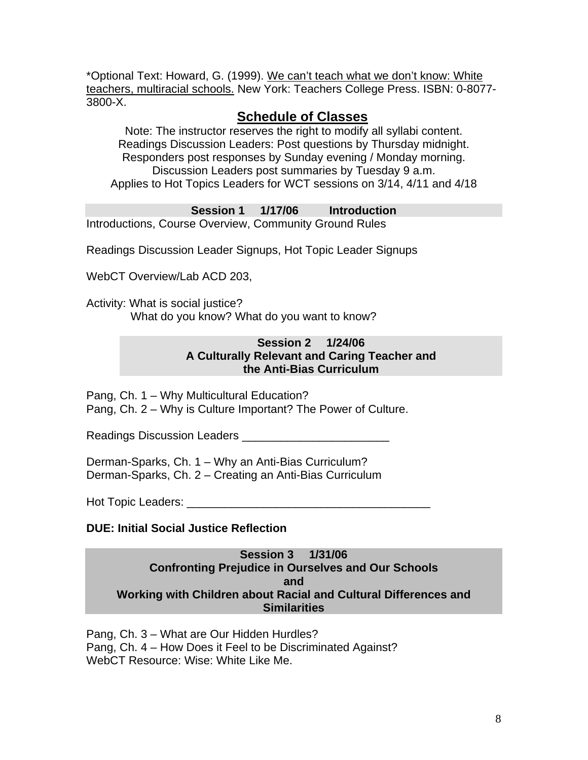*Optional Text: Howard, G. (1999). <u>We can't teach what we don't know: White teachers, multiracial schools.</u> New York: Teachers College Press. ISBN: 0-8077-3800-X.

## Schedule of Classes

Note: The instructor reserves the right to modify all syllabi content.
Readings Discussion Leaders: Post questions by Thursday midnight.
Responders post responses by Sunday evening / Monday morning.
Discussion Leaders post summaries by Tuesday 9 a.m.
Applies to Hot Topics Leaders for WCT sessions on 3/14, 4/11 and 4/18

### Session 1 1/17/06 Introduction

Introductions, Course Overview, Community Ground Rules

Readings Discussion Leader Signups, Hot Topic Leader Signups

WebCT Overview/Lab ACD 203,

Activity: What is social justice?
What do you know? What do you want to know?

### Session 2 1/24/06 A Culturally Relevant and Caring Teacher and the Anti-Bias Curriculum

Pang, Ch. 1 – Why Multicultural Education?
Pang, Ch. 2 – Why is Culture Important? The Power of Culture.

Readings Discussion Leaders _______________________

Derman-Sparks, Ch. 1 – Why an Anti-Bias Curriculum?
Derman-Sparks, Ch. 2 – Creating an Anti-Bias Curriculum

Hot Topic Leaders: ______________________________________

**DUE: Initial Social Justice Reflection**

### Session 3 1/31/06 Confronting Prejudice in Ourselves and Our Schools and Working with Children about Racial and Cultural Differences and Similarities

Pang, Ch. 3 – What are Our Hidden Hurdles?
Pang, Ch. 4 – How Does it Feel to be Discriminated Against?
WebCT Resource: Wise: White Like Me.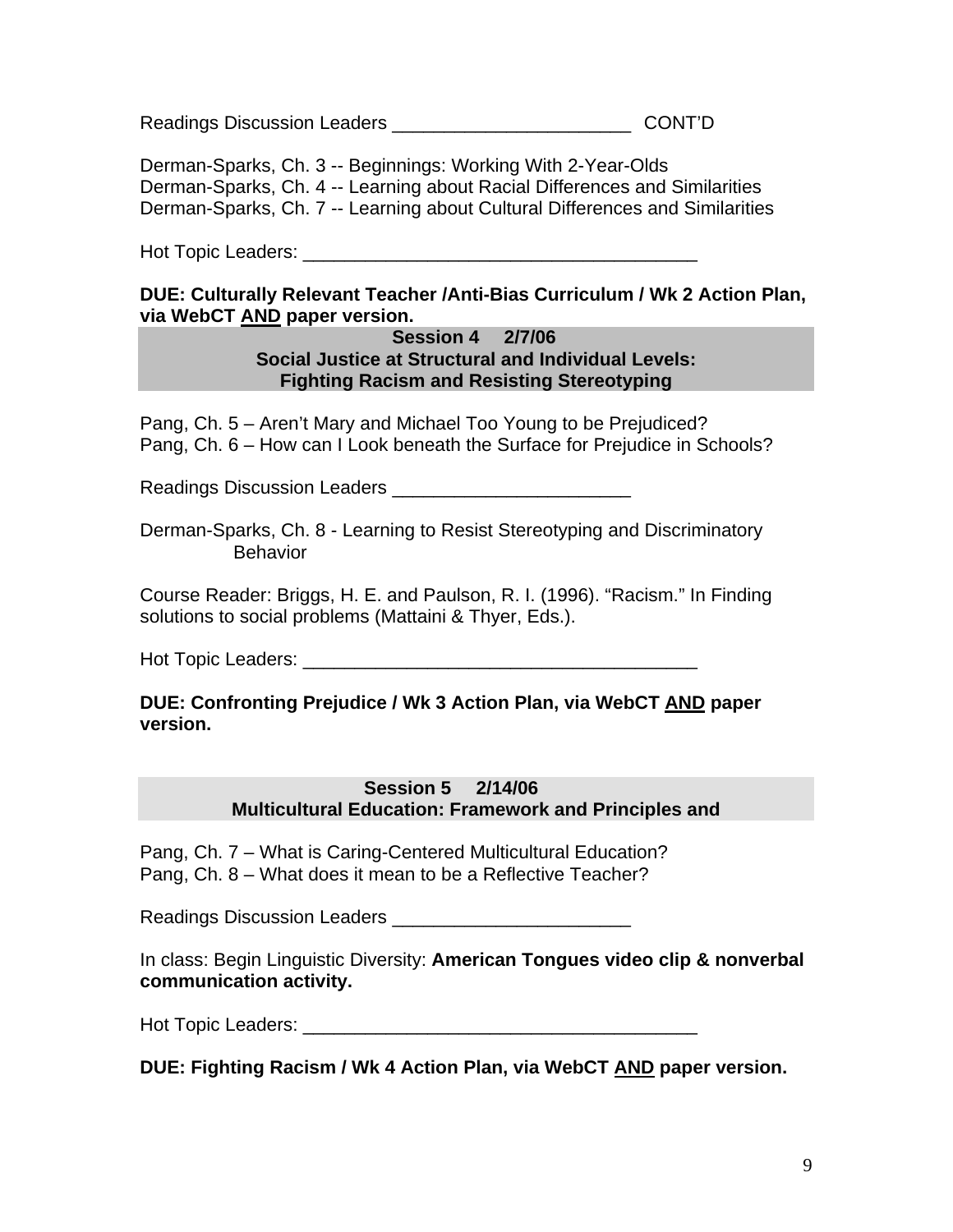Readings Discussion Leaders _______________________ CONT'D

Derman-Sparks, Ch. 3 -- Beginnings: Working With 2-Year-Olds
Derman-Sparks, Ch. 4 -- Learning about Racial Differences and Similarities
Derman-Sparks, Ch. 7 -- Learning about Cultural Differences and Similarities

Hot Topic Leaders: ______________________________________

**DUE: Culturally Relevant Teacher /Anti-Bias Curriculum / Wk 2 Action Plan, via WebCT <u>AND</u> paper version.**

### Session 4 2/7/06
### Social Justice at Structural and Individual Levels: Fighting Racism and Resisting Stereotyping

Pang, Ch. 5 – Aren't Mary and Michael Too Young to be Prejudiced?
Pang, Ch. 6 – How can I Look beneath the Surface for Prejudice in Schools?

Readings Discussion Leaders _______________________

Derman-Sparks, Ch. 8 - Learning to Resist Stereotyping and Discriminatory Behavior

Course Reader: Briggs, H. E. and Paulson, R. I. (1996). "Racism." In Finding solutions to social problems (Mattaini & Thyer, Eds.).

Hot Topic Leaders: ______________________________________

**DUE: Confronting Prejudice / Wk 3 Action Plan, via WebCT <u>AND</u> paper version.**

### Session 5 2/14/06
### Multicultural Education: Framework and Principles and

Pang, Ch. 7 – What is Caring-Centered Multicultural Education?
Pang, Ch. 8 – What does it mean to be a Reflective Teacher?

Readings Discussion Leaders _______________________

In class: Begin Linguistic Diversity: **American Tongues video clip & nonverbal communication activity.**

Hot Topic Leaders: ______________________________________

**DUE: Fighting Racism / Wk 4 Action Plan, via WebCT <u>AND</u> paper version.**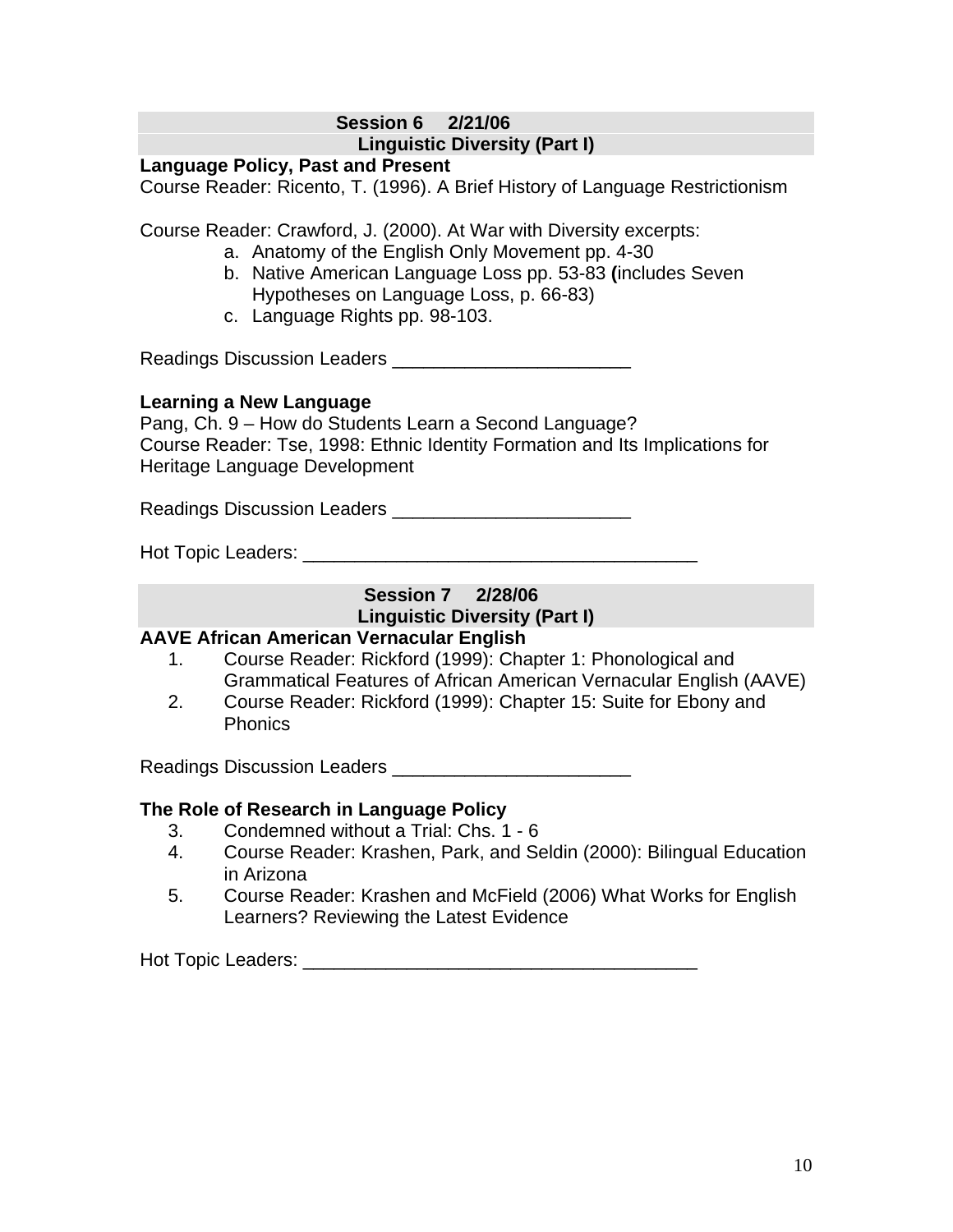## Session 6 2/21/06
## Linguistic Diversity (Part I)

**Language Policy, Past and Present**

Course Reader: Ricento, T. (1996). A Brief History of Language Restrictionism

Course Reader: Crawford, J. (2000). At War with Diversity excerpts:

a. Anatomy of the English Only Movement pp. 4-30
b. Native American Language Loss pp. 53-83 **(**includes Seven Hypotheses on Language Loss, p. 66-83)
c. Language Rights pp. 98-103.

Readings Discussion Leaders _______________________

**Learning a New Language**

Pang, Ch. 9 – How do Students Learn a Second Language?
Course Reader: Tse, 1998: Ethnic Identity Formation and Its Implications for Heritage Language Development

Readings Discussion Leaders _______________________

Hot Topic Leaders: ______________________________________

## Session 7 2/28/06
## Linguistic Diversity (Part I)

**AAVE African American Vernacular English**

1. Course Reader: Rickford (1999): Chapter 1: Phonological and Grammatical Features of African American Vernacular English (AAVE)
2. Course Reader: Rickford (1999): Chapter 15: Suite for Ebony and Phonics

Readings Discussion Leaders _______________________

**The Role of Research in Language Policy**

3. Condemned without a Trial: Chs. 1 - 6
4. Course Reader: Krashen, Park, and Seldin (2000): Bilingual Education in Arizona
5. Course Reader: Krashen and McField (2006) What Works for English Learners? Reviewing the Latest Evidence

Hot Topic Leaders: ______________________________________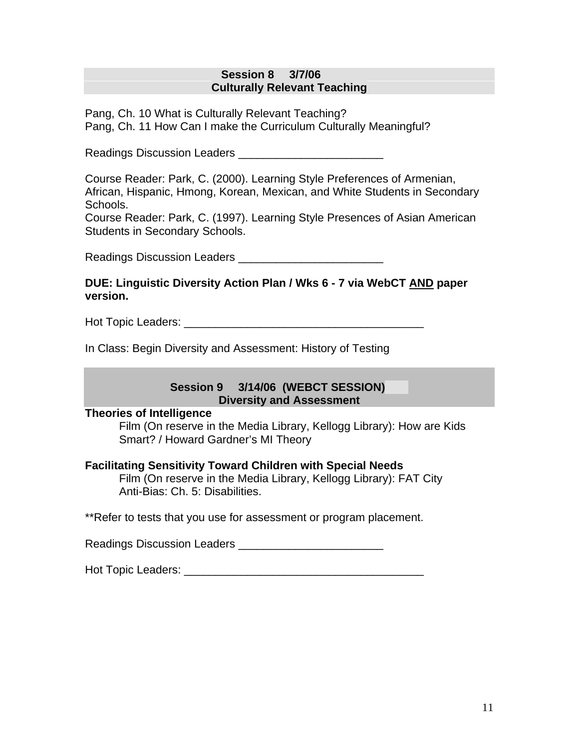## Session 8 3/7/06
## Culturally Relevant Teaching

Pang, Ch. 10 What is Culturally Relevant Teaching?
Pang, Ch. 11 How Can I make the Curriculum Culturally Meaningful?

Readings Discussion Leaders ______________________

Course Reader: Park, C. (2000). Learning Style Preferences of Armenian, African, Hispanic, Hmong, Korean, Mexican, and White Students in Secondary Schools.
Course Reader: Park, C. (1997). Learning Style Presences of Asian American Students in Secondary Schools.

Readings Discussion Leaders ______________________

**DUE: Linguistic Diversity Action Plan / Wks 6 - 7 via WebCT <u>AND</u> paper version.**

Hot Topic Leaders: ____________________________________

In Class: Begin Diversity and Assessment: History of Testing

## Session 9 3/14/06 (WEBCT SESSION)
## Diversity and Assessment

**Theories of Intelligence**

Film (On reserve in the Media Library, Kellogg Library): How are Kids Smart? / Howard Gardner's MI Theory

**Facilitating Sensitivity Toward Children with Special Needs**

Film (On reserve in the Media Library, Kellogg Library): FAT City
Anti-Bias: Ch. 5: Disabilities.

**Refer to tests that you use for assessment or program placement.

Readings Discussion Leaders ______________________

Hot Topic Leaders: ____________________________________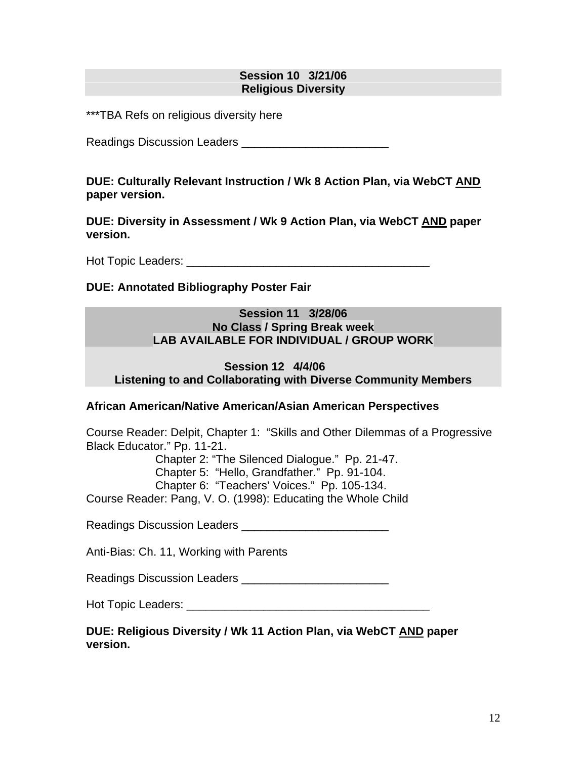**Session 10 3/21/06**
**Religious Diversity**

***TBA Refs on religious diversity here

Readings Discussion Leaders _______________________

**DUE: Culturally Relevant Instruction / Wk 8 Action Plan, via WebCT <u>AND</u> paper version.**

**DUE: Diversity in Assessment / Wk 9 Action Plan, via WebCT <u>AND</u> paper version.**

Hot Topic Leaders: ______________________________________

**DUE: Annotated Bibliography Poster Fair**

**Session 11 3/28/06**
**No Class / Spring Break week**
**LAB AVAILABLE FOR INDIVIDUAL / GROUP WORK**

**Session 12 4/4/06**
**Listening to and Collaborating with Diverse Community Members**

**African American/Native American/Asian American Perspectives**

Course Reader: Delpit, Chapter 1: "Skills and Other Dilemmas of a Progressive Black Educator." Pp. 11-21.
Chapter 2: "The Silenced Dialogue." Pp. 21-47.
Chapter 5: "Hello, Grandfather." Pp. 91-104.
Chapter 6: "Teachers' Voices." Pp. 105-134.
Course Reader: Pang, V. O. (1998): Educating the Whole Child

Readings Discussion Leaders _______________________

Anti-Bias: Ch. 11, Working with Parents

Readings Discussion Leaders _______________________

Hot Topic Leaders: ______________________________________

**DUE: Religious Diversity / Wk 11 Action Plan, via WebCT <u>AND</u> paper version.**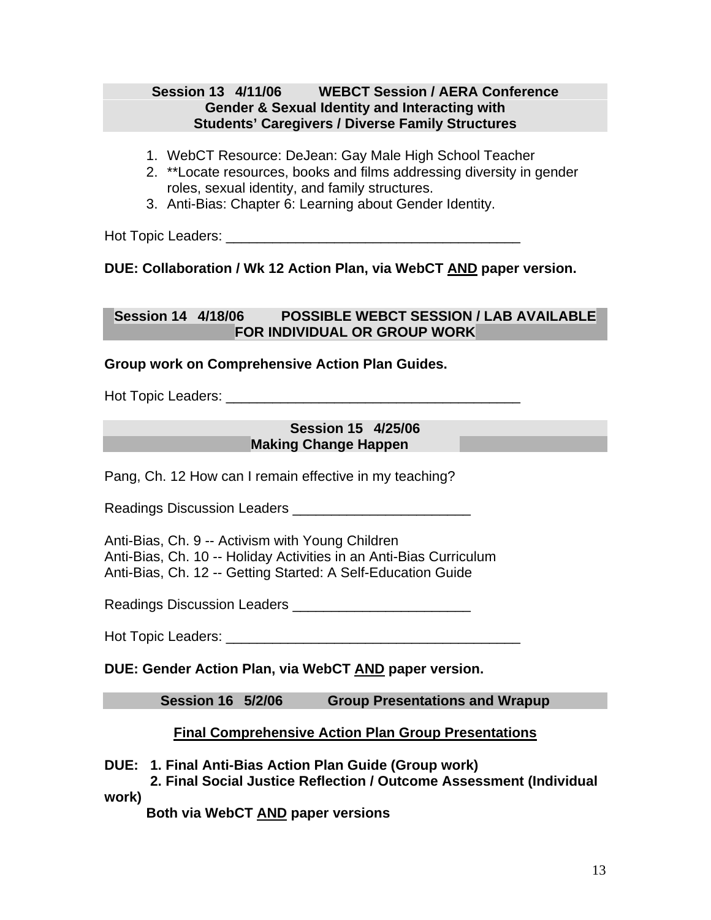### Session 13 4/11/06 WEBCT Session / AERA Conference
### Gender & Sexual Identity and Interacting with Students' Caregivers / Diverse Family Structures

1. WebCT Resource: DeJean: Gay Male High School Teacher
2. **Locate resources, books and films addressing diversity in gender roles, sexual identity, and family structures.
3. Anti-Bias: Chapter 6: Learning about Gender Identity.

Hot Topic Leaders: _____________________________________

**DUE: Collaboration / Wk 12 Action Plan, via WebCT AND paper version.**

### Session 14 4/18/06 POSSIBLE WEBCT SESSION / LAB AVAILABLE FOR INDIVIDUAL OR GROUP WORK

**Group work on Comprehensive Action Plan Guides.**

Hot Topic Leaders: _____________________________________

### Session 15 4/25/06
### Making Change Happen

Pang, Ch. 12 How can I remain effective in my teaching?

Readings Discussion Leaders _______________________

Anti-Bias, Ch. 9 -- Activism with Young Children
Anti-Bias, Ch. 10 -- Holiday Activities in an Anti-Bias Curriculum
Anti-Bias, Ch. 12 -- Getting Started: A Self-Education Guide

Readings Discussion Leaders _______________________

Hot Topic Leaders: _____________________________________

**DUE: Gender Action Plan, via WebCT AND paper version.**

### Session 16 5/2/06 Group Presentations and Wrapup

**Final Comprehensive Action Plan Group Presentations**

**DUE: 1. Final Anti-Bias Action Plan Guide (Group work)**
**2. Final Social Justice Reflection / Outcome Assessment (Individual work)**
**Both via WebCT AND paper versions**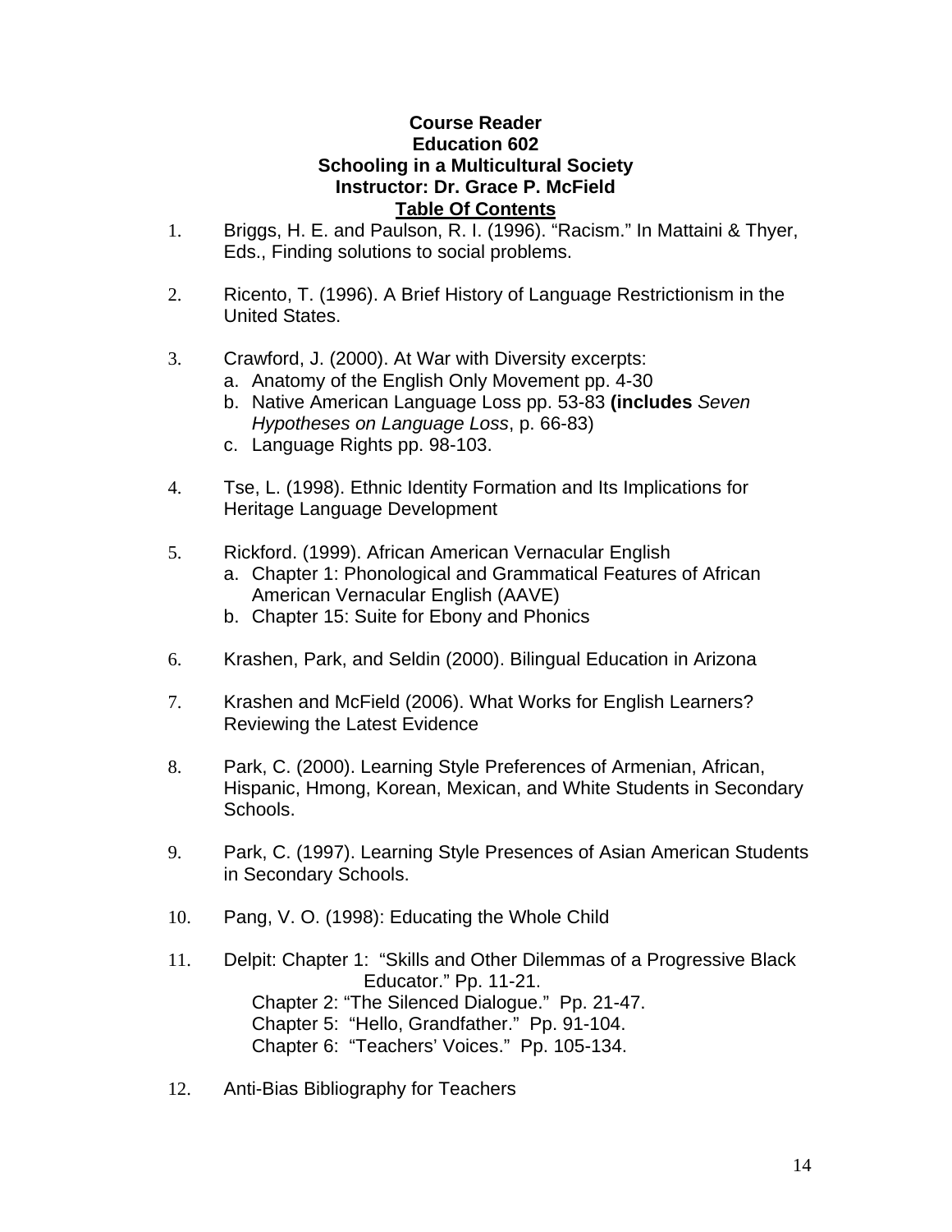**Course Reader**
**Education 602**
**Schooling in a Multicultural Society**
**Instructor: Dr. Grace P. McField**
**Table Of Contents**

1. Briggs, H. E. and Paulson, R. I. (1996). "Racism." In Mattaini & Thyer, Eds., Finding solutions to social problems.

2. Ricento, T. (1996). A Brief History of Language Restrictionism in the United States.

3. Crawford, J. (2000). At War with Diversity excerpts:
   a. Anatomy of the English Only Movement pp. 4-30
   b. Native American Language Loss pp. 53-83 **(includes** *Seven Hypotheses on Language Loss*, p. 66-83)
   c. Language Rights pp. 98-103.

4. Tse, L. (1998). Ethnic Identity Formation and Its Implications for Heritage Language Development

5. Rickford. (1999). African American Vernacular English
   a. Chapter 1: Phonological and Grammatical Features of African American Vernacular English (AAVE)
   b. Chapter 15: Suite for Ebony and Phonics

6. Krashen, Park, and Seldin (2000). Bilingual Education in Arizona

7. Krashen and McField (2006). What Works for English Learners? Reviewing the Latest Evidence

8. Park, C. (2000). Learning Style Preferences of Armenian, African, Hispanic, Hmong, Korean, Mexican, and White Students in Secondary Schools.

9. Park, C. (1997). Learning Style Presences of Asian American Students in Secondary Schools.

10. Pang, V. O. (1998): Educating the Whole Child

11. Delpit: Chapter 1: "Skills and Other Dilemmas of a Progressive Black Educator." Pp. 11-21.
    Chapter 2: "The Silenced Dialogue." Pp. 21-47.
    Chapter 5: "Hello, Grandfather." Pp. 91-104.
    Chapter 6: "Teachers' Voices." Pp. 105-134.

12. Anti-Bias Bibliography for Teachers